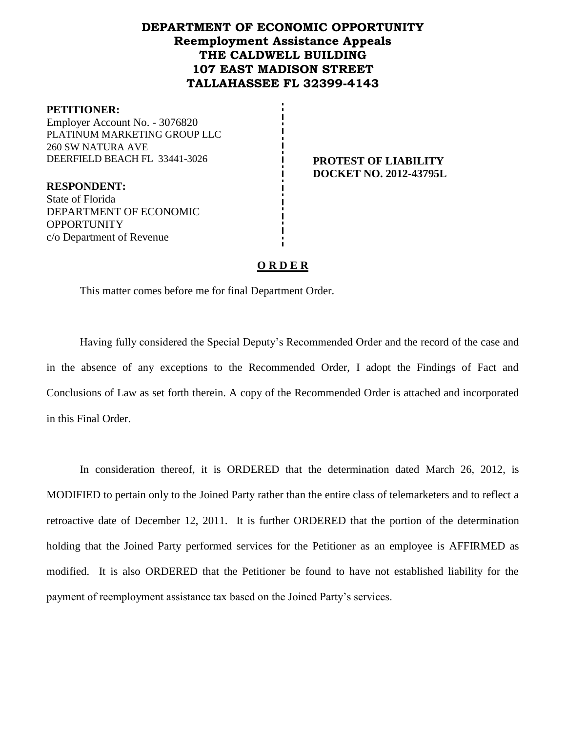# DEPARTMENT OF ECONOMIC OPPORTUNITY
## Reemployment Assistance Appeals
## THE CALDWELL BUILDING
## 107 EAST MADISON STREET
## TALLAHASSEE FL 32399-4143

**PETITIONER:**
Employer Account No. - 3076820
PLATINUM MARKETING GROUP LLC
260 SW NATURA AVE
DEERFIELD BEACH FL 33441-3026

**RESPONDENT:**
State of Florida
DEPARTMENT OF ECONOMIC OPPORTUNITY
c/o Department of Revenue

**PROTEST OF LIABILITY**
**DOCKET NO. 2012-43795L**

**O R D E R**

This matter comes before me for final Department Order.

Having fully considered the Special Deputy's Recommended Order and the record of the case and in the absence of any exceptions to the Recommended Order, I adopt the Findings of Fact and Conclusions of Law as set forth therein. A copy of the Recommended Order is attached and incorporated in this Final Order.

In consideration thereof, it is ORDERED that the determination dated March 26, 2012, is MODIFIED to pertain only to the Joined Party rather than the entire class of telemarketers and to reflect a retroactive date of December 12, 2011. It is further ORDERED that the portion of the determination holding that the Joined Party performed services for the Petitioner as an employee is AFFIRMED as modified. It is also ORDERED that the Petitioner be found to have not established liability for the payment of reemployment assistance tax based on the Joined Party's services.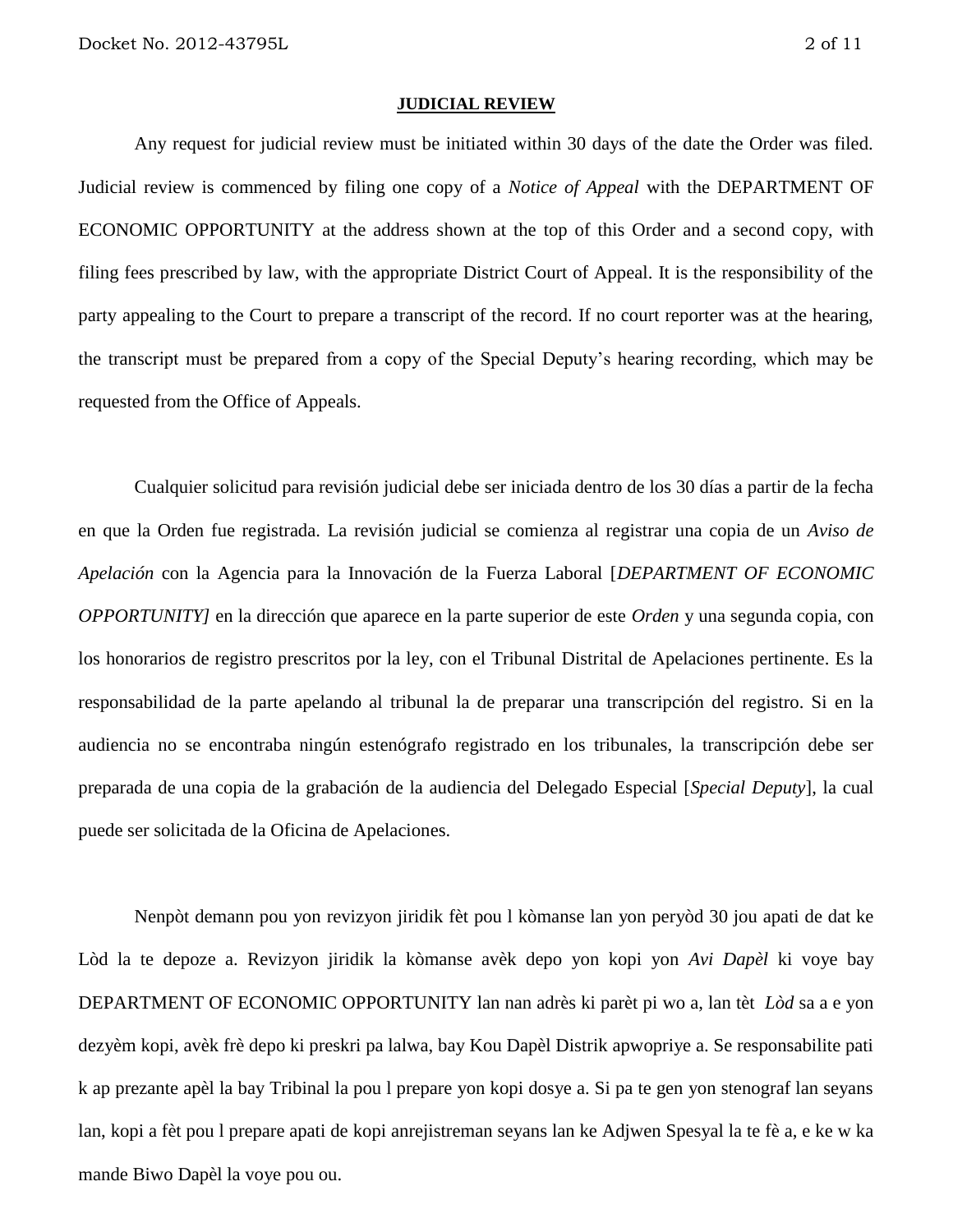**JUDICIAL REVIEW**

Any request for judicial review must be initiated within 30 days of the date the Order was filed. Judicial review is commenced by filing one copy of a *Notice of Appeal* with the DEPARTMENT OF ECONOMIC OPPORTUNITY at the address shown at the top of this Order and a second copy, with filing fees prescribed by law, with the appropriate District Court of Appeal. It is the responsibility of the party appealing to the Court to prepare a transcript of the record. If no court reporter was at the hearing, the transcript must be prepared from a copy of the Special Deputy's hearing recording, which may be requested from the Office of Appeals.

Cualquier solicitud para revisión judicial debe ser iniciada dentro de los 30 días a partir de la fecha en que la Orden fue registrada. La revisión judicial se comienza al registrar una copia de un *Aviso de Apelación* con la Agencia para la Innovación de la Fuerza Laboral [*DEPARTMENT OF ECONOMIC OPPORTUNITY]* en la dirección que aparece en la parte superior de este *Orden* y una segunda copia, con los honorarios de registro prescritos por la ley, con el Tribunal Distrital de Apelaciones pertinente. Es la responsabilidad de la parte apelando al tribunal la de preparar una transcripción del registro. Si en la audiencia no se encontraba ningún estenógrafo registrado en los tribunales, la transcripción debe ser preparada de una copia de la grabación de la audiencia del Delegado Especial [*Special Deputy*], la cual puede ser solicitada de la Oficina de Apelaciones.

Nenpòt demann pou yon revizyon jiridik fèt pou l kòmanse lan yon peryòd 30 jou apati de dat ke Lòd la te depoze a. Revizyon jiridik la kòmanse avèk depo yon kopi yon *Avi Dapèl* ki voye bay DEPARTMENT OF ECONOMIC OPPORTUNITY lan nan adrès ki parèt pi wo a, lan tèt *Lòd* sa a e yon dezyèm kopi, avèk frè depo ki preskri pa lalwa, bay Kou Dapèl Distrik apwopriye a. Se responsabilite pati k ap prezante apèl la bay Tribinal la pou l prepare yon kopi dosye a. Si pa te gen yon stenograf lan seyans lan, kopi a fèt pou l prepare apati de kopi anrejistreman seyans lan ke Adjwen Spesyal la te fè a, e ke w ka mande Biwo Dapèl la voye pou ou.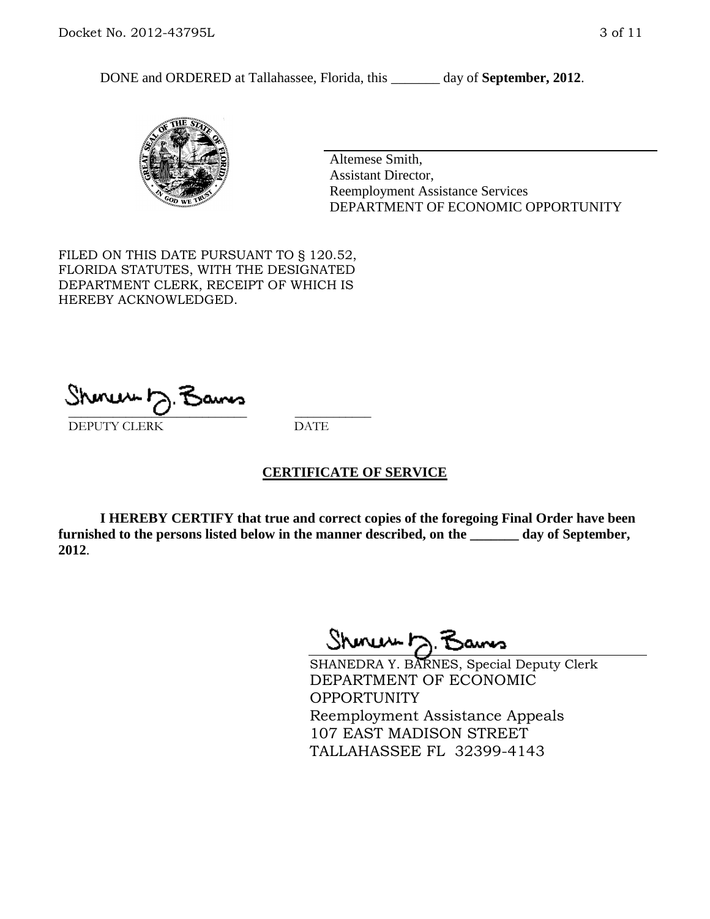DONE and ORDERED at Tallahassee, Florida, this _______ day of **September, 2012**.

Altemese Smith,
Assistant Director,
Reemployment Assistance Services
DEPARTMENT OF ECONOMIC OPPORTUNITY

FILED ON THIS DATE PURSUANT TO § 120.52, FLORIDA STATUTES, WITH THE DESIGNATED DEPARTMENT CLERK, RECEIPT OF WHICH IS HEREBY ACKNOWLEDGED.

___________________________ ___________
DEPUTY CLERK DATE

## CERTIFICATE OF SERVICE

**I HEREBY CERTIFY that true and correct copies of the foregoing Final Order have been furnished to the persons listed below in the manner described, on the _______ day of September, 2012**.

SHANEDRA Y. BARNES, Special Deputy Clerk
DEPARTMENT OF ECONOMIC OPPORTUNITY
Reemployment Assistance Appeals
107 EAST MADISON STREET
TALLAHASSEE FL 32399-4143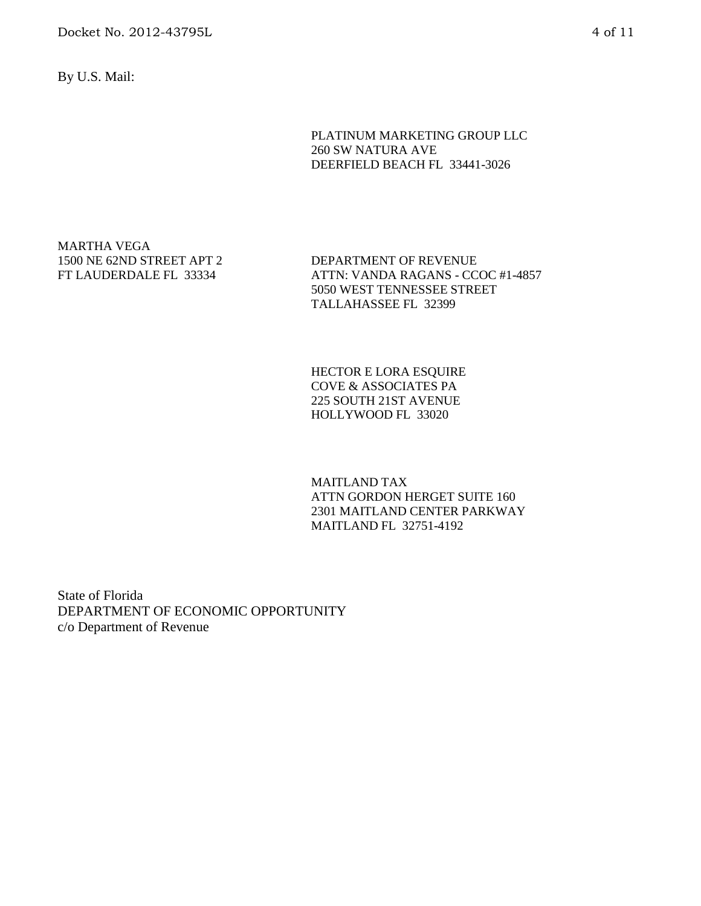By U.S. Mail:

PLATINUM MARKETING GROUP LLC
260 SW NATURA AVE
DEERFIELD BEACH FL 33441-3026

MARTHA VEGA
1500 NE 62ND STREET APT 2
FT LAUDERDALE FL 33334

DEPARTMENT OF REVENUE
ATTN: VANDA RAGANS - CCOC #1-4857
5050 WEST TENNESSEE STREET
TALLAHASSEE FL 32399

HECTOR E LORA ESQUIRE
COVE & ASSOCIATES PA
225 SOUTH 21ST AVENUE
HOLLYWOOD FL 33020

MAITLAND TAX
ATTN GORDON HERGET SUITE 160
2301 MAITLAND CENTER PARKWAY
MAITLAND FL 32751-4192

State of Florida
DEPARTMENT OF ECONOMIC OPPORTUNITY
c/o Department of Revenue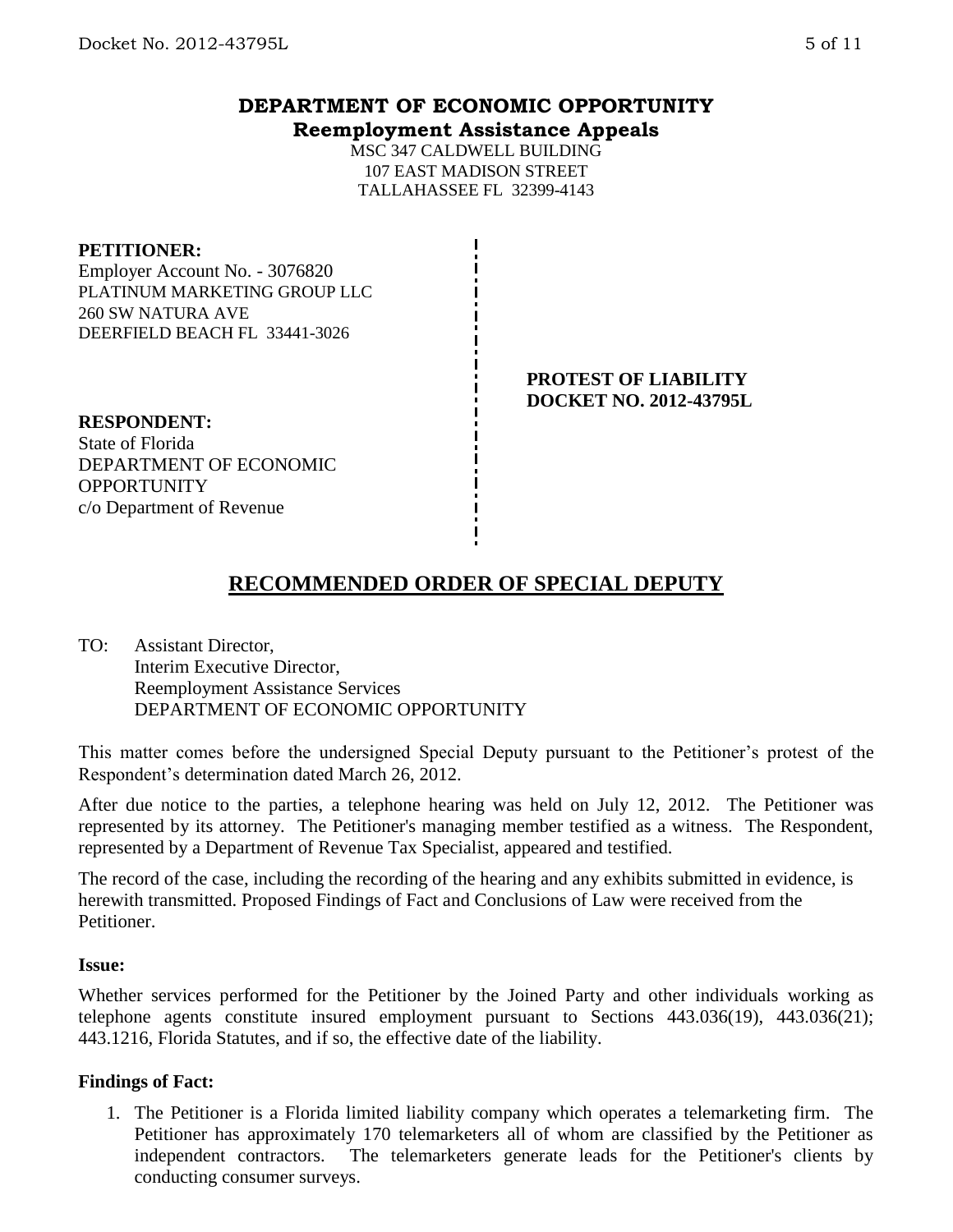**DEPARTMENT OF ECONOMIC OPPORTUNITY**
**Reemployment Assistance Appeals**

MSC 347 CALDWELL BUILDING
107 EAST MADISON STREET
TALLAHASSEE FL 32399-4143

**PETITIONER:**
Employer Account No. - 3076820
PLATINUM MARKETING GROUP LLC
260 SW NATURA AVE
DEERFIELD BEACH FL 33441-3026

**PROTEST OF LIABILITY**
**DOCKET NO. 2012-43795L**

**RESPONDENT:**
State of Florida
DEPARTMENT OF ECONOMIC OPPORTUNITY
c/o Department of Revenue

# RECOMMENDED ORDER OF SPECIAL DEPUTY

TO: Assistant Director,
Interim Executive Director,
Reemployment Assistance Services
DEPARTMENT OF ECONOMIC OPPORTUNITY

This matter comes before the undersigned Special Deputy pursuant to the Petitioner's protest of the Respondent's determination dated March 26, 2012.

After due notice to the parties, a telephone hearing was held on July 12, 2012. The Petitioner was represented by its attorney. The Petitioner's managing member testified as a witness. The Respondent, represented by a Department of Revenue Tax Specialist, appeared and testified.

The record of the case, including the recording of the hearing and any exhibits submitted in evidence, is herewith transmitted. Proposed Findings of Fact and Conclusions of Law were received from the Petitioner.

**Issue:**

Whether services performed for the Petitioner by the Joined Party and other individuals working as telephone agents constitute insured employment pursuant to Sections 443.036(19), 443.036(21); 443.1216, Florida Statutes, and if so, the effective date of the liability.

**Findings of Fact:**

1. The Petitioner is a Florida limited liability company which operates a telemarketing firm. The Petitioner has approximately 170 telemarketers all of whom are classified by the Petitioner as independent contractors. The telemarketers generate leads for the Petitioner's clients by conducting consumer surveys.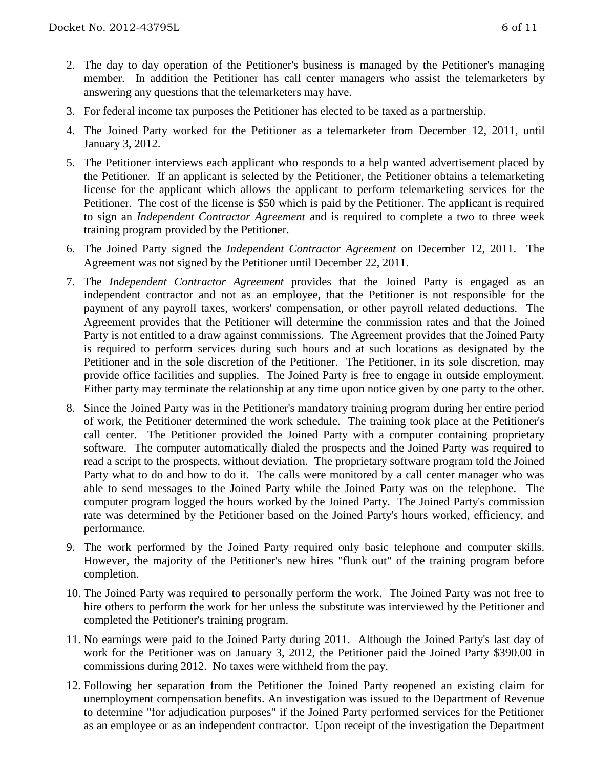2. The day to day operation of the Petitioner's business is managed by the Petitioner's managing member. In addition the Petitioner has call center managers who assist the telemarketers by answering any questions that the telemarketers may have.

3. For federal income tax purposes the Petitioner has elected to be taxed as a partnership.

4. The Joined Party worked for the Petitioner as a telemarketer from December 12, 2011, until January 3, 2012.

5. The Petitioner interviews each applicant who responds to a help wanted advertisement placed by the Petitioner. If an applicant is selected by the Petitioner, the Petitioner obtains a telemarketing license for the applicant which allows the applicant to perform telemarketing services for the Petitioner. The cost of the license is $50 which is paid by the Petitioner. The applicant is required to sign an *Independent Contractor Agreement* and is required to complete a two to three week training program provided by the Petitioner.

6. The Joined Party signed the *Independent Contractor Agreement* on December 12, 2011. The Agreement was not signed by the Petitioner until December 22, 2011.

7. The *Independent Contractor Agreement* provides that the Joined Party is engaged as an independent contractor and not as an employee, that the Petitioner is not responsible for the payment of any payroll taxes, workers' compensation, or other payroll related deductions. The Agreement provides that the Petitioner will determine the commission rates and that the Joined Party is not entitled to a draw against commissions. The Agreement provides that the Joined Party is required to perform services during such hours and at such locations as designated by the Petitioner and in the sole discretion of the Petitioner. The Petitioner, in its sole discretion, may provide office facilities and supplies. The Joined Party is free to engage in outside employment. Either party may terminate the relationship at any time upon notice given by one party to the other.

8. Since the Joined Party was in the Petitioner's mandatory training program during her entire period of work, the Petitioner determined the work schedule. The training took place at the Petitioner's call center. The Petitioner provided the Joined Party with a computer containing proprietary software. The computer automatically dialed the prospects and the Joined Party was required to read a script to the prospects, without deviation. The proprietary software program told the Joined Party what to do and how to do it. The calls were monitored by a call center manager who was able to send messages to the Joined Party while the Joined Party was on the telephone. The computer program logged the hours worked by the Joined Party. The Joined Party's commission rate was determined by the Petitioner based on the Joined Party's hours worked, efficiency, and performance.

9. The work performed by the Joined Party required only basic telephone and computer skills. However, the majority of the Petitioner's new hires "flunk out" of the training program before completion.

10. The Joined Party was required to personally perform the work. The Joined Party was not free to hire others to perform the work for her unless the substitute was interviewed by the Petitioner and completed the Petitioner's training program.

11. No earnings were paid to the Joined Party during 2011. Although the Joined Party's last day of work for the Petitioner was on January 3, 2012, the Petitioner paid the Joined Party $390.00 in commissions during 2012. No taxes were withheld from the pay.

12. Following her separation from the Petitioner the Joined Party reopened an existing claim for unemployment compensation benefits. An investigation was issued to the Department of Revenue to determine "for adjudication purposes" if the Joined Party performed services for the Petitioner as an employee or as an independent contractor. Upon receipt of the investigation the Department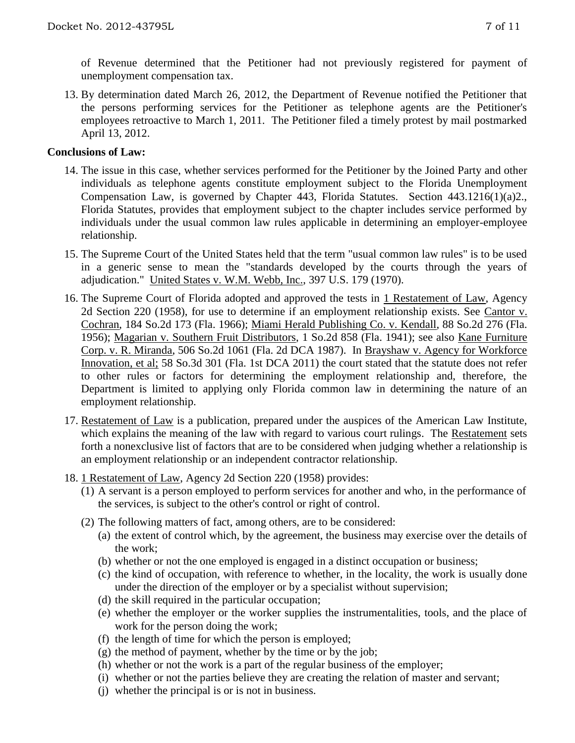of Revenue determined that the Petitioner had not previously registered for payment of unemployment compensation tax.

13. By determination dated March 26, 2012, the Department of Revenue notified the Petitioner that the persons performing services for the Petitioner as telephone agents are the Petitioner's employees retroactive to March 1, 2011. The Petitioner filed a timely protest by mail postmarked April 13, 2012.

**Conclusions of Law:**

14. The issue in this case, whether services performed for the Petitioner by the Joined Party and other individuals as telephone agents constitute employment subject to the Florida Unemployment Compensation Law, is governed by Chapter 443, Florida Statutes. Section 443.1216(1)(a)2., Florida Statutes, provides that employment subject to the chapter includes service performed by individuals under the usual common law rules applicable in determining an employer-employee relationship.

15. The Supreme Court of the United States held that the term "usual common law rules" is to be used in a generic sense to mean the "standards developed by the courts through the years of adjudication." United States v. W.M. Webb, Inc., 397 U.S. 179 (1970).

16. The Supreme Court of Florida adopted and approved the tests in 1 Restatement of Law, Agency 2d Section 220 (1958), for use to determine if an employment relationship exists. See Cantor v. Cochran, 184 So.2d 173 (Fla. 1966); Miami Herald Publishing Co. v. Kendall, 88 So.2d 276 (Fla. 1956); Magarian v. Southern Fruit Distributors, 1 So.2d 858 (Fla. 1941); see also Kane Furniture Corp. v. R. Miranda, 506 So.2d 1061 (Fla. 2d DCA 1987). In Brayshaw v. Agency for Workforce Innovation, et al; 58 So.3d 301 (Fla. 1st DCA 2011) the court stated that the statute does not refer to other rules or factors for determining the employment relationship and, therefore, the Department is limited to applying only Florida common law in determining the nature of an employment relationship.

17. Restatement of Law is a publication, prepared under the auspices of the American Law Institute, which explains the meaning of the law with regard to various court rulings. The Restatement sets forth a nonexclusive list of factors that are to be considered when judging whether a relationship is an employment relationship or an independent contractor relationship.

18. 1 Restatement of Law, Agency 2d Section 220 (1958) provides:
    (1) A servant is a person employed to perform services for another and who, in the performance of the services, is subject to the other's control or right of control.
    (2) The following matters of fact, among others, are to be considered:
        (a) the extent of control which, by the agreement, the business may exercise over the details of the work;
        (b) whether or not the one employed is engaged in a distinct occupation or business;
        (c) the kind of occupation, with reference to whether, in the locality, the work is usually done under the direction of the employer or by a specialist without supervision;
        (d) the skill required in the particular occupation;
        (e) whether the employer or the worker supplies the instrumentalities, tools, and the place of work for the person doing the work;
        (f) the length of time for which the person is employed;
        (g) the method of payment, whether by the time or by the job;
        (h) whether or not the work is a part of the regular business of the employer;
        (i) whether or not the parties believe they are creating the relation of master and servant;
        (j) whether the principal is or is not in business.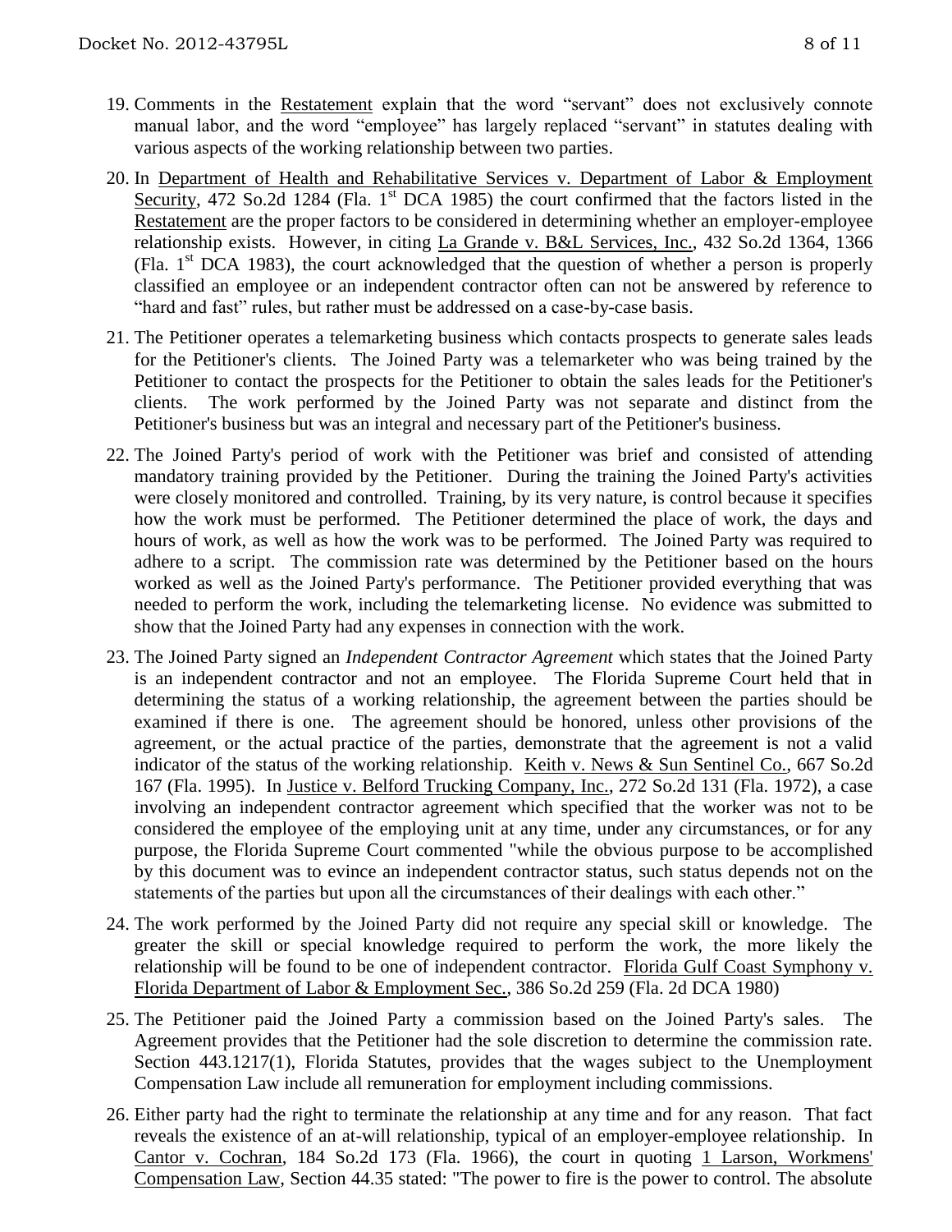19. Comments in the Restatement explain that the word "servant" does not exclusively connote manual labor, and the word "employee" has largely replaced "servant" in statutes dealing with various aspects of the working relationship between two parties.

20. In Department of Health and Rehabilitative Services v. Department of Labor & Employment Security, 472 So.2d 1284 (Fla. 1st DCA 1985) the court confirmed that the factors listed in the Restatement are the proper factors to be considered in determining whether an employer-employee relationship exists. However, in citing La Grande v. B&L Services, Inc., 432 So.2d 1364, 1366 (Fla. 1st DCA 1983), the court acknowledged that the question of whether a person is properly classified an employee or an independent contractor often can not be answered by reference to "hard and fast" rules, but rather must be addressed on a case-by-case basis.

21. The Petitioner operates a telemarketing business which contacts prospects to generate sales leads for the Petitioner's clients. The Joined Party was a telemarketer who was being trained by the Petitioner to contact the prospects for the Petitioner to obtain the sales leads for the Petitioner's clients. The work performed by the Joined Party was not separate and distinct from the Petitioner's business but was an integral and necessary part of the Petitioner's business.

22. The Joined Party's period of work with the Petitioner was brief and consisted of attending mandatory training provided by the Petitioner. During the training the Joined Party's activities were closely monitored and controlled. Training, by its very nature, is control because it specifies how the work must be performed. The Petitioner determined the place of work, the days and hours of work, as well as how the work was to be performed. The Joined Party was required to adhere to a script. The commission rate was determined by the Petitioner based on the hours worked as well as the Joined Party's performance. The Petitioner provided everything that was needed to perform the work, including the telemarketing license. No evidence was submitted to show that the Joined Party had any expenses in connection with the work.

23. The Joined Party signed an *Independent Contractor Agreement* which states that the Joined Party is an independent contractor and not an employee. The Florida Supreme Court held that in determining the status of a working relationship, the agreement between the parties should be examined if there is one. The agreement should be honored, unless other provisions of the agreement, or the actual practice of the parties, demonstrate that the agreement is not a valid indicator of the status of the working relationship. Keith v. News & Sun Sentinel Co., 667 So.2d 167 (Fla. 1995). In Justice v. Belford Trucking Company, Inc., 272 So.2d 131 (Fla. 1972), a case involving an independent contractor agreement which specified that the worker was not to be considered the employee of the employing unit at any time, under any circumstances, or for any purpose, the Florida Supreme Court commented "while the obvious purpose to be accomplished by this document was to evince an independent contractor status, such status depends not on the statements of the parties but upon all the circumstances of their dealings with each other."

24. The work performed by the Joined Party did not require any special skill or knowledge. The greater the skill or special knowledge required to perform the work, the more likely the relationship will be found to be one of independent contractor. Florida Gulf Coast Symphony v. Florida Department of Labor & Employment Sec., 386 So.2d 259 (Fla. 2d DCA 1980)

25. The Petitioner paid the Joined Party a commission based on the Joined Party's sales. The Agreement provides that the Petitioner had the sole discretion to determine the commission rate. Section 443.1217(1), Florida Statutes, provides that the wages subject to the Unemployment Compensation Law include all remuneration for employment including commissions.

26. Either party had the right to terminate the relationship at any time and for any reason. That fact reveals the existence of an at-will relationship, typical of an employer-employee relationship. In Cantor v. Cochran, 184 So.2d 173 (Fla. 1966), the court in quoting 1 Larson, Workmens' Compensation Law, Section 44.35 stated: "The power to fire is the power to control. The absolute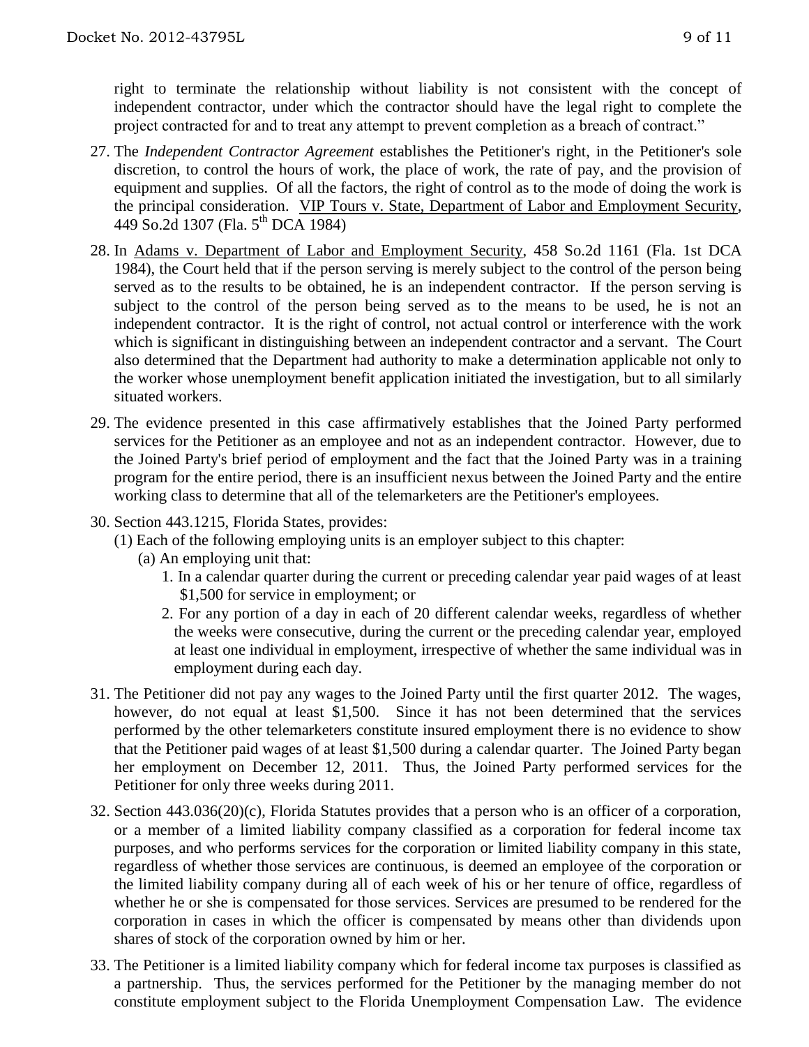right to terminate the relationship without liability is not consistent with the concept of independent contractor, under which the contractor should have the legal right to complete the project contracted for and to treat any attempt to prevent completion as a breach of contract."

27. The *Independent Contractor Agreement* establishes the Petitioner's right, in the Petitioner's sole discretion, to control the hours of work, the place of work, the rate of pay, and the provision of equipment and supplies. Of all the factors, the right of control as to the mode of doing the work is the principal consideration. VIP Tours v. State, Department of Labor and Employment Security, 449 So.2d 1307 (Fla. 5th DCA 1984)

28. In Adams v. Department of Labor and Employment Security, 458 So.2d 1161 (Fla. 1st DCA 1984), the Court held that if the person serving is merely subject to the control of the person being served as to the results to be obtained, he is an independent contractor. If the person serving is subject to the control of the person being served as to the means to be used, he is not an independent contractor. It is the right of control, not actual control or interference with the work which is significant in distinguishing between an independent contractor and a servant. The Court also determined that the Department had authority to make a determination applicable not only to the worker whose unemployment benefit application initiated the investigation, but to all similarly situated workers.

29. The evidence presented in this case affirmatively establishes that the Joined Party performed services for the Petitioner as an employee and not as an independent contractor. However, due to the Joined Party's brief period of employment and the fact that the Joined Party was in a training program for the entire period, there is an insufficient nexus between the Joined Party and the entire working class to determine that all of the telemarketers are the Petitioner's employees.

30. Section 443.1215, Florida States, provides:
    (1) Each of the following employing units is an employer subject to this chapter:
        (a) An employing unit that:
            1. In a calendar quarter during the current or preceding calendar year paid wages of at least $1,500 for service in employment; or
            2. For any portion of a day in each of 20 different calendar weeks, regardless of whether the weeks were consecutive, during the current or the preceding calendar year, employed at least one individual in employment, irrespective of whether the same individual was in employment during each day.

31. The Petitioner did not pay any wages to the Joined Party until the first quarter 2012. The wages, however, do not equal at least $1,500. Since it has not been determined that the services performed by the other telemarketers constitute insured employment there is no evidence to show that the Petitioner paid wages of at least $1,500 during a calendar quarter. The Joined Party began her employment on December 12, 2011. Thus, the Joined Party performed services for the Petitioner for only three weeks during 2011.

32. Section 443.036(20)(c), Florida Statutes provides that a person who is an officer of a corporation, or a member of a limited liability company classified as a corporation for federal income tax purposes, and who performs services for the corporation or limited liability company in this state, regardless of whether those services are continuous, is deemed an employee of the corporation or the limited liability company during all of each week of his or her tenure of office, regardless of whether he or she is compensated for those services. Services are presumed to be rendered for the corporation in cases in which the officer is compensated by means other than dividends upon shares of stock of the corporation owned by him or her.

33. The Petitioner is a limited liability company which for federal income tax purposes is classified as a partnership. Thus, the services performed for the Petitioner by the managing member do not constitute employment subject to the Florida Unemployment Compensation Law. The evidence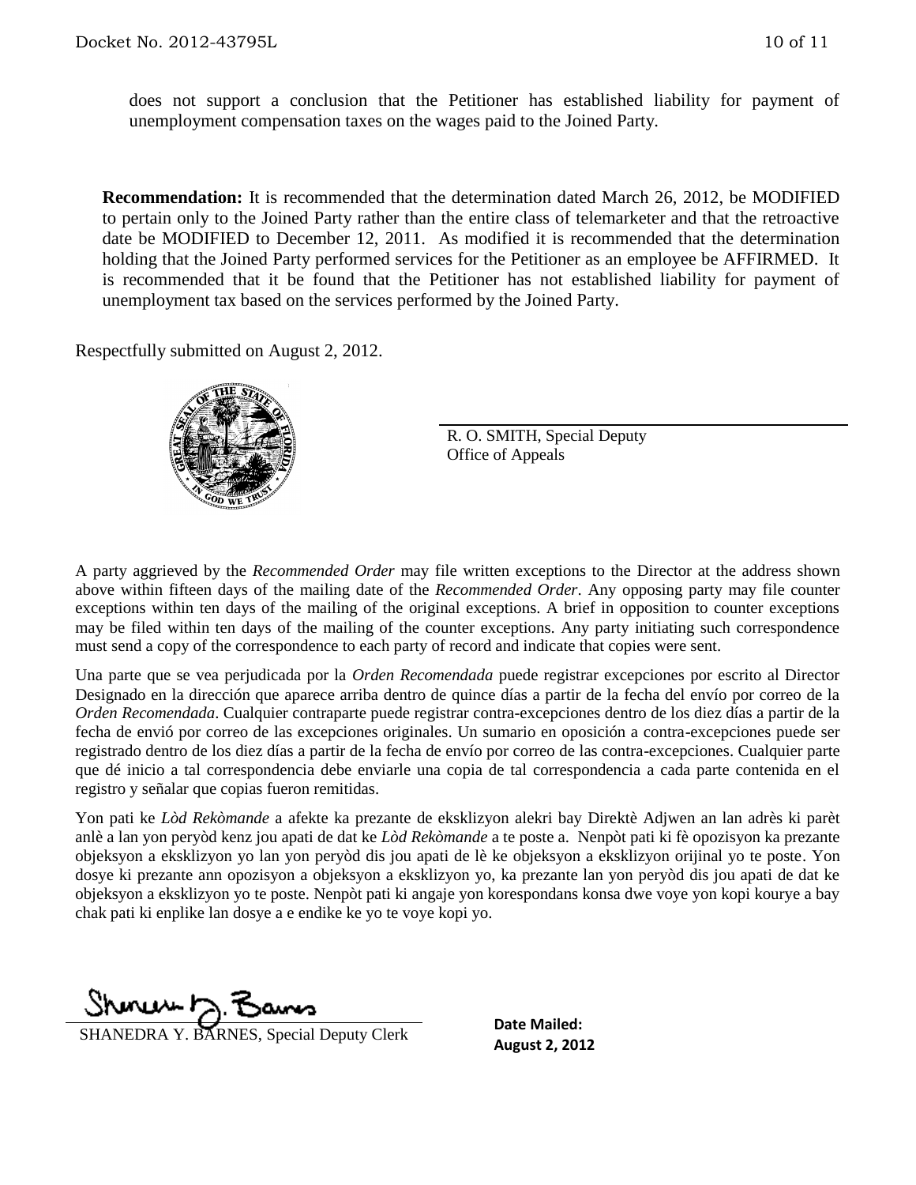does not support a conclusion that the Petitioner has established liability for payment of unemployment compensation taxes on the wages paid to the Joined Party.

**Recommendation:** It is recommended that the determination dated March 26, 2012, be MODIFIED to pertain only to the Joined Party rather than the entire class of telemarketer and that the retroactive date be MODIFIED to December 12, 2011. As modified it is recommended that the determination holding that the Joined Party performed services for the Petitioner as an employee be AFFIRMED. It is recommended that it be found that the Petitioner has not established liability for payment of unemployment tax based on the services performed by the Joined Party.

Respectfully submitted on August 2, 2012.

R. O. SMITH, Special Deputy
Office of Appeals

A party aggrieved by the *Recommended Order* may file written exceptions to the Director at the address shown above within fifteen days of the mailing date of the *Recommended Order*. Any opposing party may file counter exceptions within ten days of the mailing of the original exceptions. A brief in opposition to counter exceptions may be filed within ten days of the mailing of the counter exceptions. Any party initiating such correspondence must send a copy of the correspondence to each party of record and indicate that copies were sent.

Una parte que se vea perjudicada por la *Orden Recomendada* puede registrar excepciones por escrito al Director Designado en la dirección que aparece arriba dentro de quince días a partir de la fecha del envío por correo de la *Orden Recomendada*. Cualquier contraparte puede registrar contra-excepciones dentro de los diez días a partir de la fecha de envió por correo de las excepciones originales. Un sumario en oposición a contra-excepciones puede ser registrado dentro de los diez días a partir de la fecha de envío por correo de las contra-excepciones. Cualquier parte que dé inicio a tal correspondencia debe enviarle una copia de tal correspondencia a cada parte contenida en el registro y señalar que copias fueron remitidas.

Yon pati ke *Lòd Rekòmande* a afekte ka prezante de eksklizyon alekri bay Direktè Adjwen an lan adrès ki parèt anlè a lan yon peryòd kenz jou apati de dat ke *Lòd Rekòmande* a te poste a. Nenpòt pati ki fè opozisyon ka prezante objeksyon a eksklizyon yo lan yon peryòd dis jou apati de lè ke objeksyon a eksklizyon orijinal yo te poste. Yon dosye ki prezante ann opozisyon a objeksyon a eksklizyon yo, ka prezante lan yon peryòd dis jou apati de dat ke objeksyon a eksklizyon yo te poste. Nenpòt pati ki angaje yon korespondans konsa dwe voye yon kopi kourye a bay chak pati ki enplike lan dosye a e endike ke yo te voye kopi yo.

SHANEDRA Y. BARNES, Special Deputy Clerk

**Date Mailed:**
**August 2, 2012**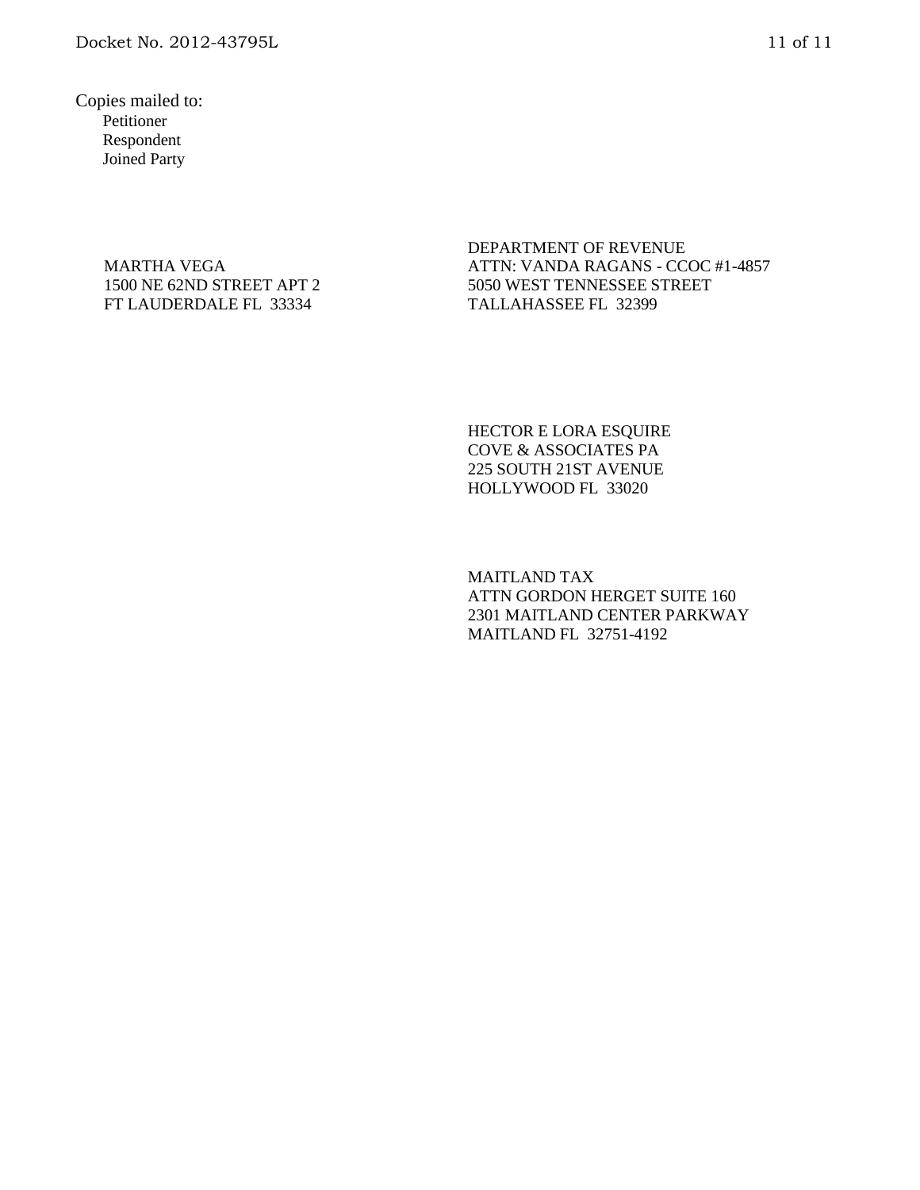Copies mailed to:

Petitioner
Respondent
Joined Party

MARTHA VEGA
1500 NE 62ND STREET APT 2
FT LAUDERDALE FL 33334

DEPARTMENT OF REVENUE
ATTN: VANDA RAGANS - CCOC #1-4857
5050 WEST TENNESSEE STREET
TALLAHASSEE FL 32399

HECTOR E LORA ESQUIRE
COVE & ASSOCIATES PA
225 SOUTH 21ST AVENUE
HOLLYWOOD FL 33020

MAITLAND TAX
ATTN GORDON HERGET SUITE 160
2301 MAITLAND CENTER PARKWAY
MAITLAND FL 32751-4192